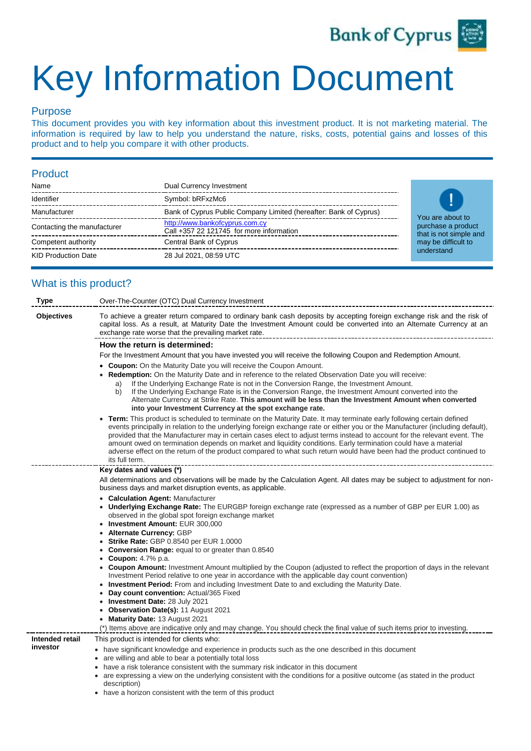Bank of Cyprus

# Key Information Document

## Purpose

This document provides you with key information about this investment product. It is not marketing material. The information is required by law to help you understand the nature, risks, costs, potential gains and losses of this product and to help you compare it with other products.

## Product

| Name | Dual Currency Investment |
|---|---|
| Identifier | Symbol: bRFxzMc6 |
| Manufacturer | Bank of Cyprus Public Company Limited (hereafter: Bank of Cyprus) |
| Contacting the manufacturer | http://www.bankofcyprus.com.cy<br>Call +357 22 121745 for more information |
| Competent authority | Central Bank of Cyprus |
| KID Production Date | 28 Jul 2021, 08:59 UTC |

**!** You are about to purchase a product that is not simple and may be difficult to understand

## What is this product?

**Type**

Over-The-Counter (OTC) Dual Currency Investment

**Objectives**

To achieve a greater return compared to ordinary bank cash deposits by accepting foreign exchange risk and the risk of capital loss. As a result, at Maturity Date the Investment Amount could be converted into an Alternate Currency at an exchange rate worse that the prevailing market rate.

**How the return is determined:**

For the Investment Amount that you have invested you will receive the following Coupon and Redemption Amount.

- **Coupon:** On the Maturity Date you will receive the Coupon Amount.
- **Redemption:** On the Maturity Date and in reference to the related Observation Date you will receive:
  a) If the Underlying Exchange Rate is not in the Conversion Range, the Investment Amount.
  b) If the Underlying Exchange Rate is in the Conversion Range, the Investment Amount converted into the Alternate Currency at Strike Rate. **This amount will be less than the Investment Amount when converted into your Investment Currency at the spot exchange rate.**
- **Term:** This product is scheduled to terminate on the Maturity Date. It may terminate early following certain defined events principally in relation to the underlying foreign exchange rate or either you or the Manufacturer (including default), provided that the Manufacturer may in certain cases elect to adjust terms instead to account for the relevant event. The amount owed on termination depends on market and liquidity conditions. Early termination could have a material adverse effect on the return of the product compared to what such return would have been had the product continued to its full term.

**Key dates and values (\*)**

All determinations and observations will be made by the Calculation Agent. All dates may be subject to adjustment for non-business days and market disruption events, as applicable.

- **Calculation Agent:** Manufacturer
- **Underlying Exchange Rate:** The EURGBP foreign exchange rate (expressed as a number of GBP per EUR 1.00) as observed in the global spot foreign exchange market
- **Investment Amount:** EUR 300,000
- **Alternate Currency:** GBP
- **Strike Rate:** GBP 0.8540 per EUR 1.0000
- **Conversion Range:** equal to or greater than 0.8540
- **Coupon:** 4.7% p.a.
- **Coupon Amount:** Investment Amount multiplied by the Coupon (adjusted to reflect the proportion of days in the relevant Investment Period relative to one year in accordance with the applicable day count convention)
- **Investment Period:** From and including Investment Date to and excluding the Maturity Date.
- **Day count convention:** Actual/365 Fixed
- **Investment Date:** 28 July 2021
- **Observation Date(s):** 11 August 2021
- **Maturity Date:** 13 August 2021

(\*) Items above are indicative only and may change. You should check the final value of such items prior to investing.

**Intended retail investor**

This product is intended for clients who:

- have significant knowledge and experience in products such as the one described in this document
- are willing and able to bear a potentially total loss
- have a risk tolerance consistent with the summary risk indicator in this document
- are expressing a view on the underlying consistent with the conditions for a positive outcome (as stated in the product description)
- have a horizon consistent with the term of this product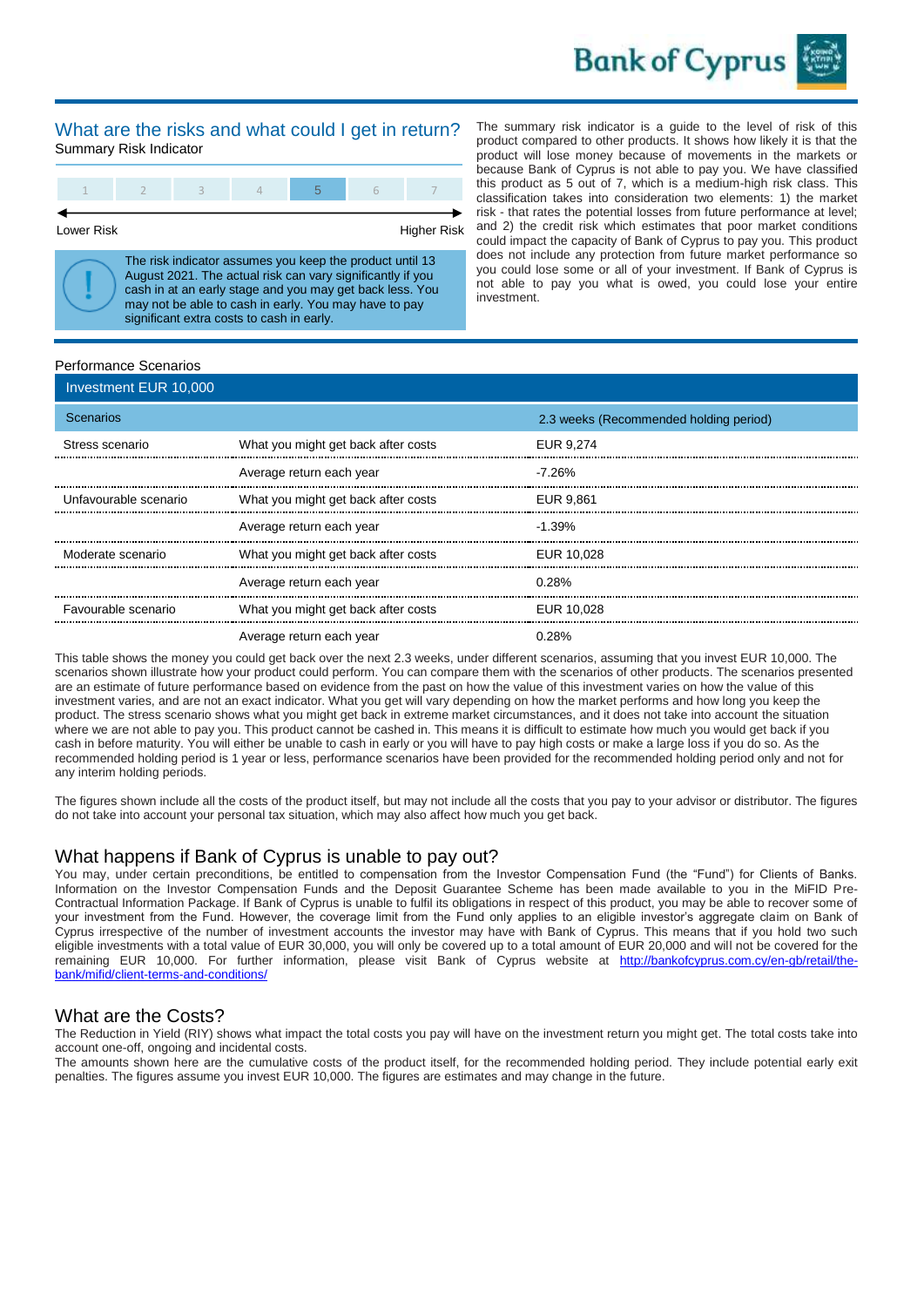## What are the risks and what could I get in return?

### Summary Risk Indicator

| 1 | 2 | 3 | 4 | **5** | 6 | 7 |
|---|---|---|---|---|---|---|

Lower Risk ← → Higher Risk

> ! The risk indicator assumes you keep the product until 13 August 2021. The actual risk can vary significantly if you cash in at an early stage and you may get back less. You may not be able to cash in early. You may have to pay significant extra costs to cash in early.

The summary risk indicator is a guide to the level of risk of this product compared to other products. It shows how likely it is that the product will lose money because of movements in the markets or because Bank of Cyprus is not able to pay you. We have classified this product as 5 out of 7, which is a medium-high risk class. This classification takes into consideration two elements: 1) the market risk - that rates the potential losses from future performance at level; and 2) the credit risk which estimates that poor market conditions could impact the capacity of Bank of Cyprus to pay you. This product does not include any protection from future market performance so you could lose some or all of your investment. If Bank of Cyprus is not able to pay you what is owed, you could lose your entire investment.

### Performance Scenarios

| Investment EUR 10,000 | | |
|---|---|---|
| **Scenarios** | | **2.3 weeks (Recommended holding period)** |
| Stress scenario | What you might get back after costs | EUR 9,274 |
| | Average return each year | -7.26% |
| Unfavourable scenario | What you might get back after costs | EUR 9,861 |
| | Average return each year | -1.39% |
| Moderate scenario | What you might get back after costs | EUR 10,028 |
| | Average return each year | 0.28% |
| Favourable scenario | What you might get back after costs | EUR 10,028 |
| | Average return each year | 0.28% |

This table shows the money you could get back over the next 2.3 weeks, under different scenarios, assuming that you invest EUR 10,000. The scenarios shown illustrate how your product could perform. You can compare them with the scenarios of other products. The scenarios presented are an estimate of future performance based on evidence from the past on how the value of this investment varies, and are not an exact indicator. What you get will vary depending on how the market performs and how long you keep the product. The stress scenario shows what you might get back in extreme market circumstances, and it does not take into account the situation where we are not able to pay you. This product cannot be cashed in. This means it is difficult to estimate how much you would get back if you cash in before maturity. You will either be unable to cash in early or you will have to pay high costs or make a large loss if you do so. As the recommended holding period is 1 year or less, performance scenarios have been provided for the recommended holding period only and not for any interim holding periods.

The figures shown include all the costs of the product itself, but may not include all the costs that you pay to your advisor or distributor. The figures do not take into account your personal tax situation, which may also affect how much you get back.

## What happens if Bank of Cyprus is unable to pay out?

You may, under certain preconditions, be entitled to compensation from the Investor Compensation Fund (the "Fund") for Clients of Banks. Information on the Investor Compensation Funds and the Deposit Guarantee Scheme has been made available to you in the MiFID Pre-Contractual Information Package. If Bank of Cyprus is unable to fulfil its obligations in respect of this product, you may be able to recover some of your investment from the Fund. However, the coverage limit from the Fund only applies to an eligible investor's aggregate claim on Bank of Cyprus irrespective of the number of investment accounts the investor may have with Bank of Cyprus. This means that if you hold two such eligible investments with a total value of EUR 30,000, you will only be covered up to a total amount of EUR 20,000 and will not be covered for the remaining EUR 10,000. For further information, please visit Bank of Cyprus website at [http://bankofcyprus.com.cy/en-gb/retail/the-bank/mifid/client-terms-and-conditions/](http://bankofcyprus.com.cy/en-gb/retail/the-bank/mifid/client-terms-and-conditions/)

## What are the Costs?

The Reduction in Yield (RIY) shows what impact the total costs you pay will have on the investment return you might get. The total costs take into account one-off, ongoing and incidental costs.

The amounts shown here are the cumulative costs of the product itself, for the recommended holding period. They include potential early exit penalties. The figures assume you invest EUR 10,000. The figures are estimates and may change in the future.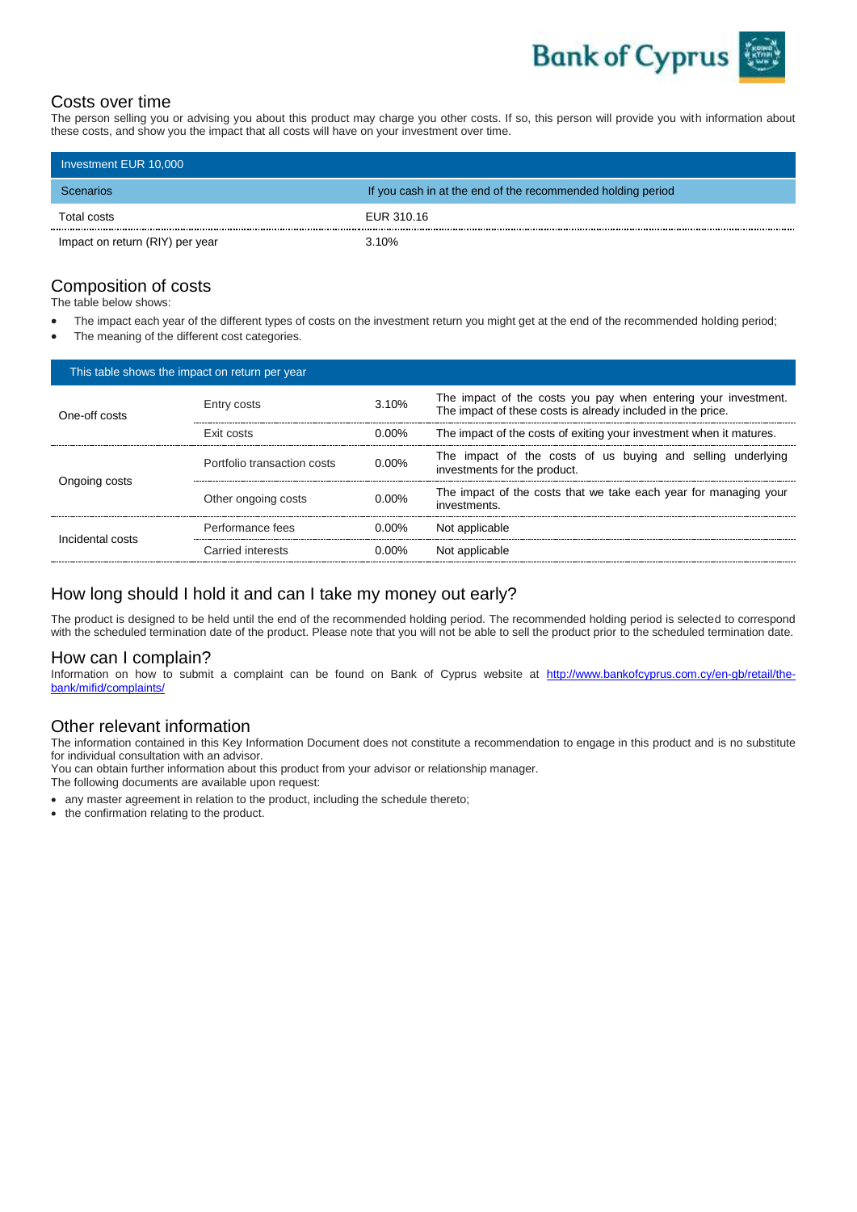## Costs over time

The person selling you or advising you about this product may charge you other costs. If so, this person will provide you with information about these costs, and show you the impact that all costs will have on your investment over time.

| Investment EUR 10,000 | |
|---|---|
| Scenarios | If you cash in at the end of the recommended holding period |
| Total costs | EUR 310.16 |
| Impact on return (RIY) per year | 3.10% |

## Composition of costs

The table below shows:

- The impact each year of the different types of costs on the investment return you might get at the end of the recommended holding period;
- The meaning of the different cost categories.

| This table shows the impact on return per year | | | |
|---|---|---|---|
| One-off costs | Entry costs | 3.10% | The impact of the costs you pay when entering your investment. The impact of these costs is already included in the price. |
| | Exit costs | 0.00% | The impact of the costs of exiting your investment when it matures. |
| Ongoing costs | Portfolio transaction costs | 0.00% | The impact of the costs of us buying and selling underlying investments for the product. |
| | Other ongoing costs | 0.00% | The impact of the costs that we take each year for managing your investments. |
| Incidental costs | Performance fees | 0.00% | Not applicable |
| | Carried interests | 0.00% | Not applicable |

## How long should I hold it and can I take my money out early?

The product is designed to be held until the end of the recommended holding period. The recommended holding period is selected to correspond with the scheduled termination date of the product. Please note that you will not be able to sell the product prior to the scheduled termination date.

## How can I complain?

Information on how to submit a complaint can be found on Bank of Cyprus website at http://www.bankofcyprus.com.cy/en-gb/retail/the-bank/mifid/complaints/

## Other relevant information

The information contained in this Key Information Document does not constitute a recommendation to engage in this product and is no substitute for individual consultation with an advisor.
You can obtain further information about this product from your advisor or relationship manager.
The following documents are available upon request:

- any master agreement in relation to the product, including the schedule thereto;
- the confirmation relating to the product.